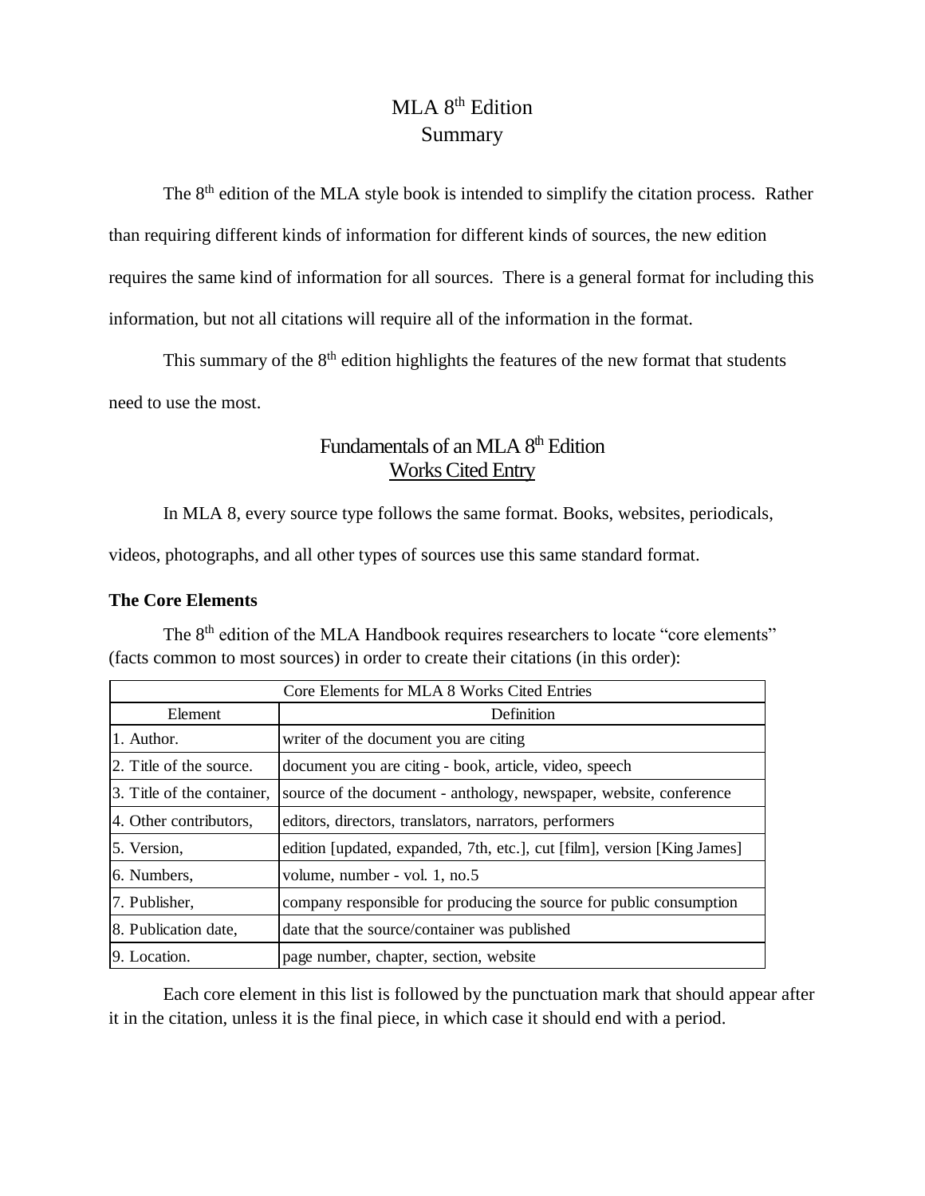# MLA 8th Edition
# Summary

The 8th edition of the MLA style book is intended to simplify the citation process. Rather than requiring different kinds of information for different kinds of sources, the new edition requires the same kind of information for all sources. There is a general format for including this information, but not all citations will require all of the information in the format.

This summary of the 8th edition highlights the features of the new format that students need to use the most.

## Fundamentals of an MLA 8th Edition
## Works Cited Entry

In MLA 8, every source type follows the same format. Books, websites, periodicals, videos, photographs, and all other types of sources use this same standard format.

### The Core Elements

The 8th edition of the MLA Handbook requires researchers to locate "core elements" (facts common to most sources) in order to create their citations (in this order):

| Core Elements for MLA 8 Works Cited Entries | |
|---|---|
| Element | Definition |
| 1. Author. | writer of the document you are citing |
| 2. Title of the source. | document you are citing - book, article, video, speech |
| 3. Title of the container, | source of the document - anthology, newspaper, website, conference |
| 4. Other contributors, | editors, directors, translators, narrators, performers |
| 5. Version, | edition [updated, expanded, 7th, etc.], cut [film], version [King James] |
| 6. Numbers, | volume, number - vol. 1, no.5 |
| 7. Publisher, | company responsible for producing the source for public consumption |
| 8. Publication date, | date that the source/container was published |
| 9. Location. | page number, chapter, section, website |

Each core element in this list is followed by the punctuation mark that should appear after it in the citation, unless it is the final piece, in which case it should end with a period.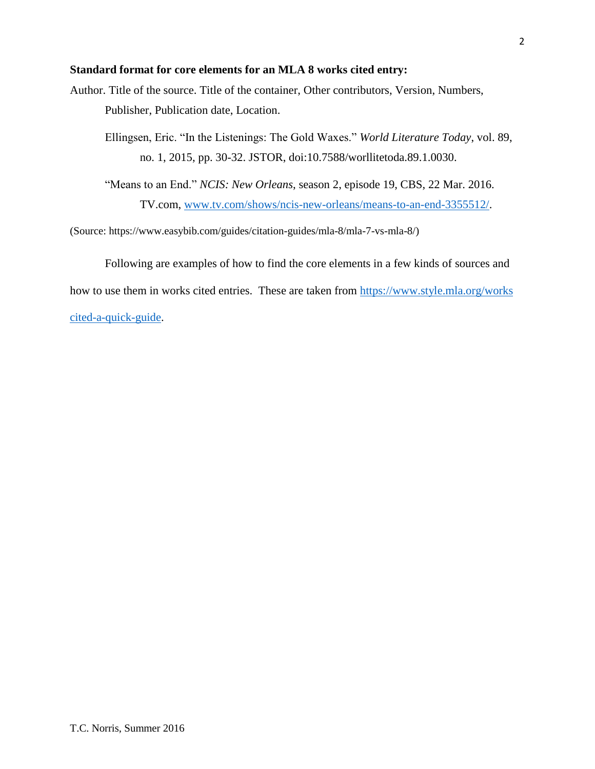**Standard format for core elements for an MLA 8 works cited entry:**

Author. Title of the source. Title of the container, Other contributors, Version, Numbers, Publisher, Publication date, Location.

> Ellingsen, Eric. "In the Listenings: The Gold Waxes." *World Literature Today*, vol. 89, no. 1, 2015, pp. 30-32. JSTOR, doi:10.7588/worllitetoda.89.1.0030.
>
> "Means to an End." *NCIS: New Orleans*, season 2, episode 19, CBS, 22 Mar. 2016. TV.com, [www.tv.com/shows/ncis-new-orleans/means-to-an-end-3355512/](www.tv.com/shows/ncis-new-orleans/means-to-an-end-3355512/).

(Source: https://www.easybib.com/guides/citation-guides/mla-8/mla-7-vs-mla-8/)

Following are examples of how to find the core elements in a few kinds of sources and how to use them in works cited entries. These are taken from [https://www.style.mla.org/works cited-a-quick-guide](https://www.style.mla.org/works-cited-a-quick-guide).

T.C. Norris, Summer 2016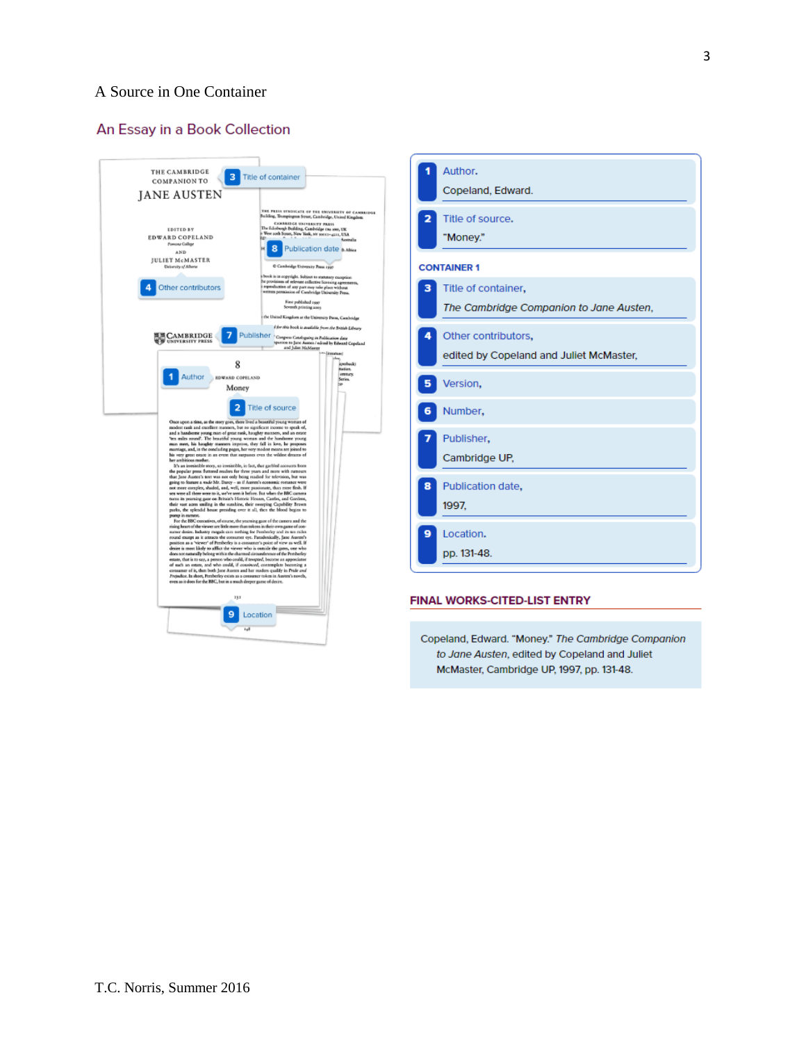A Source in One Container

## An Essay in a Book Collection

THE CAMBRIDGE COMPANION TO JANE AUSTEN

EDITED BY EDWARD COPELAND

AND JULIET McMASTER

3 Title of container

4 Other contributors

7 Publisher

8 Publication date

1 Author

2 Title of source

9 Location

**1** Author.
Copeland, Edward.

**2** Title of source.
"Money."

**CONTAINER 1**

**3** Title of container,
*The Cambridge Companion to Jane Austen*,

**4** Other contributors,
edited by Copeland and Juliet McMaster,

**5** Version,

**6** Number,

**7** Publisher,
Cambridge UP,

**8** Publication date,
1997,

**9** Location.
pp. 131-48.

**FINAL WORKS-CITED-LIST ENTRY**

Copeland, Edward. "Money." *The Cambridge Companion to Jane Austen*, edited by Copeland and Juliet McMaster, Cambridge UP, 1997, pp. 131-48.

T.C. Norris, Summer 2016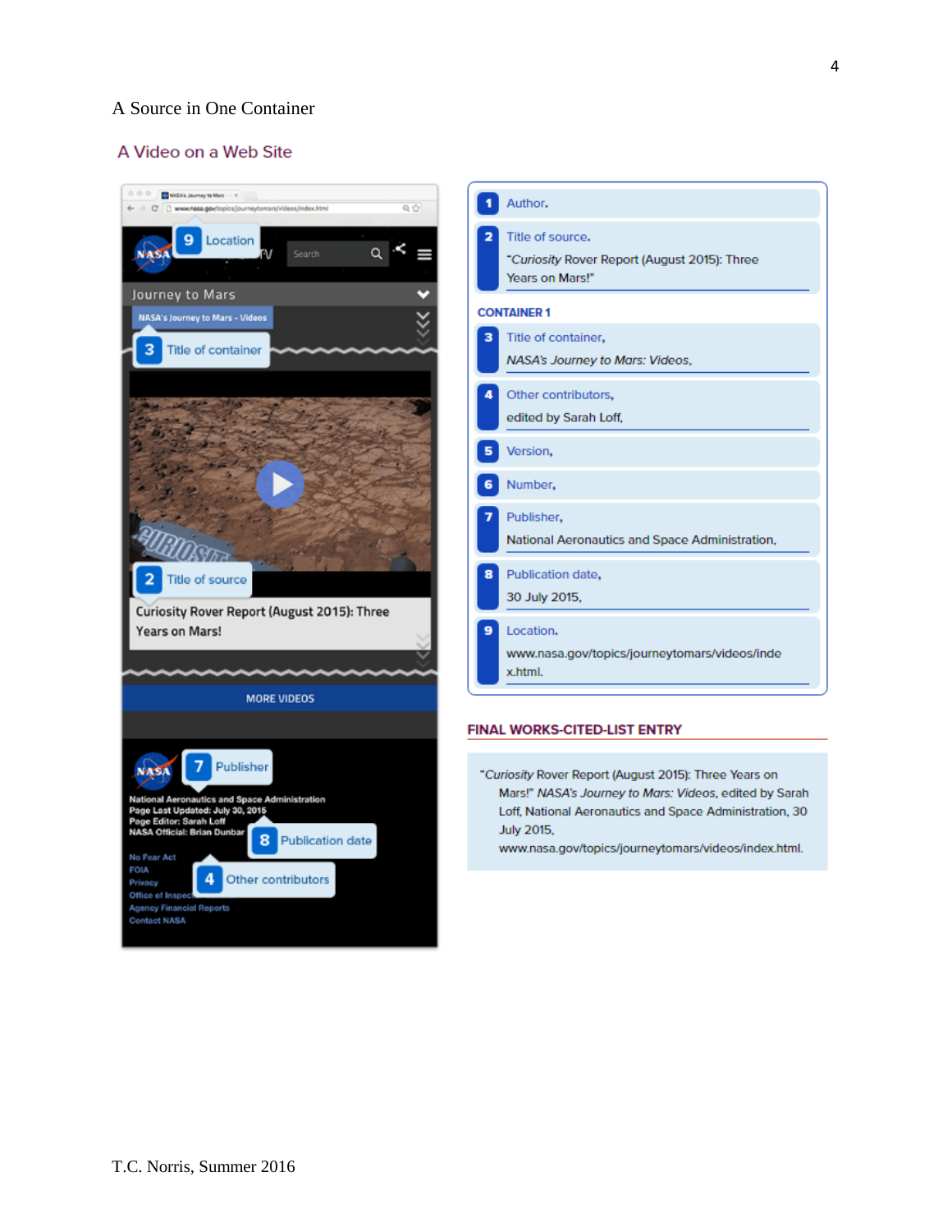A Source in One Container

## A Video on a Web Site

**1** Author.

**2** Title of source.
"*Curiosity* Rover Report (August 2015): Three Years on Mars!"

**CONTAINER 1**

**3** Title of container,
*NASA's Journey to Mars: Videos*,

**4** Other contributors,
edited by Sarah Loff,

**5** Version,

**6** Number,

**7** Publisher,
National Aeronautics and Space Administration,

**8** Publication date,
30 July 2015,

**9** Location.
www.nasa.gov/topics/journeytomars/videos/index.html.

**FINAL WORKS-CITED-LIST ENTRY**

"*Curiosity* Rover Report (August 2015): Three Years on Mars!" *NASA's Journey to Mars: Videos*, edited by Sarah Loff, National Aeronautics and Space Administration, 30 July 2015, www.nasa.gov/topics/journeytomars/videos/index.html.

T.C. Norris, Summer 2016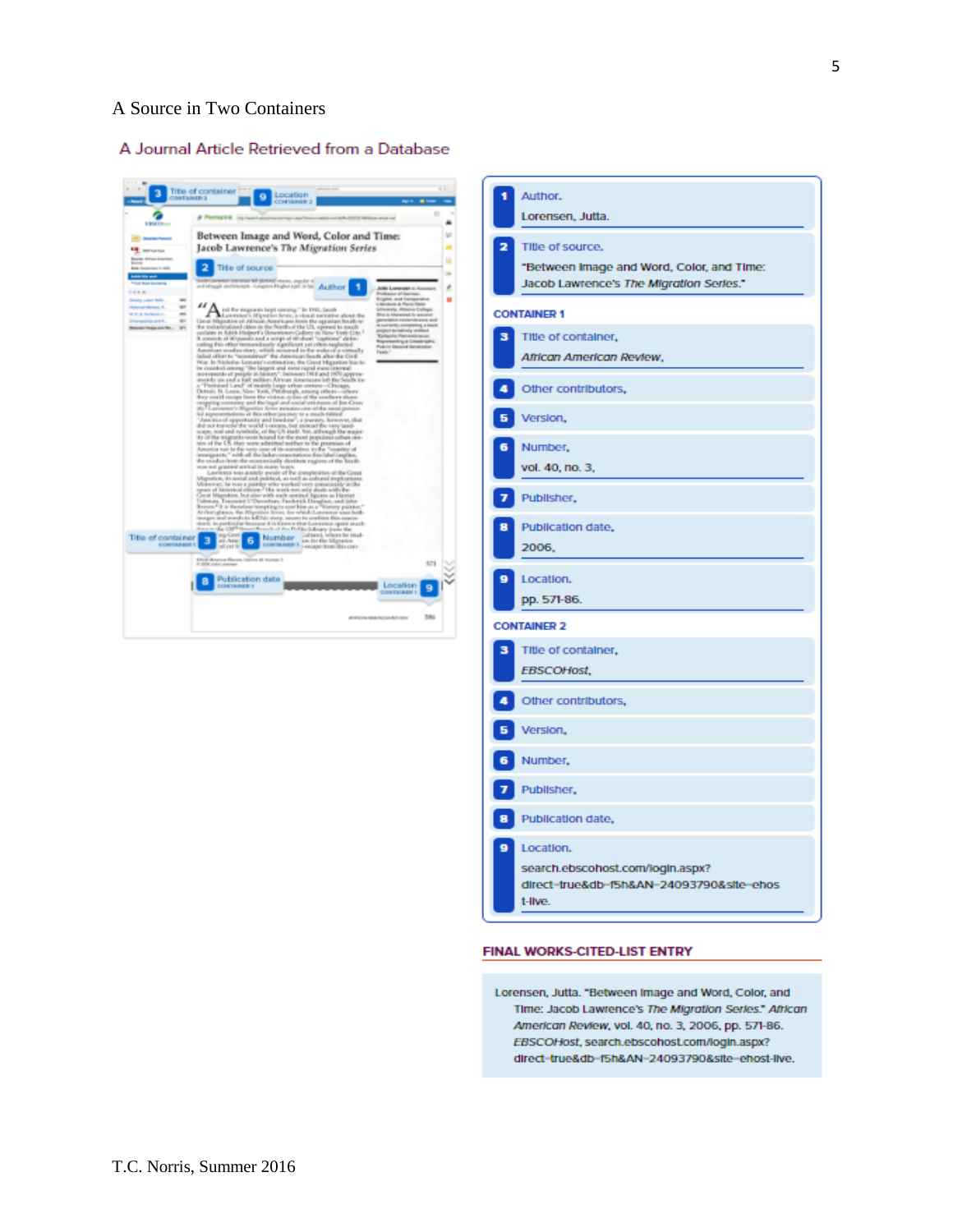A Source in Two Containers

## A Journal Article Retrieved from a Database

**1** Author.
Lorensen, Jutta.

**2** Title of source.
"Between Image and Word, Color, and Time: Jacob Lawrence's *The Migration Series*."

**CONTAINER 1**

**3** Title of container,
*African American Review*,

**4** Other contributors,

**5** Version,

**6** Number,
vol. 40, no. 3,

**7** Publisher,

**8** Publication date,
2006,

**9** Location.
pp. 571-86.

**CONTAINER 2**

**3** Title of container,
*EBSCOHost*,

**4** Other contributors,

**5** Version,

**6** Number,

**7** Publisher,

**8** Publication date,

**9** Location.
search.ebscohost.com/login.aspx?direct=true&db=f5h&AN=24093790&site=ehost-live.

**FINAL WORKS-CITED-LIST ENTRY**

Lorensen, Jutta. "Between Image and Word, Color, and Time: Jacob Lawrence's *The Migration Series*." *African American Review*, vol. 40, no. 3, 2006, pp. 571-86. *EBSCOHost*, search.ebscohost.com/login.aspx?direct=true&db=f5h&AN=24093790&site=ehost-live.

T.C. Norris, Summer 2016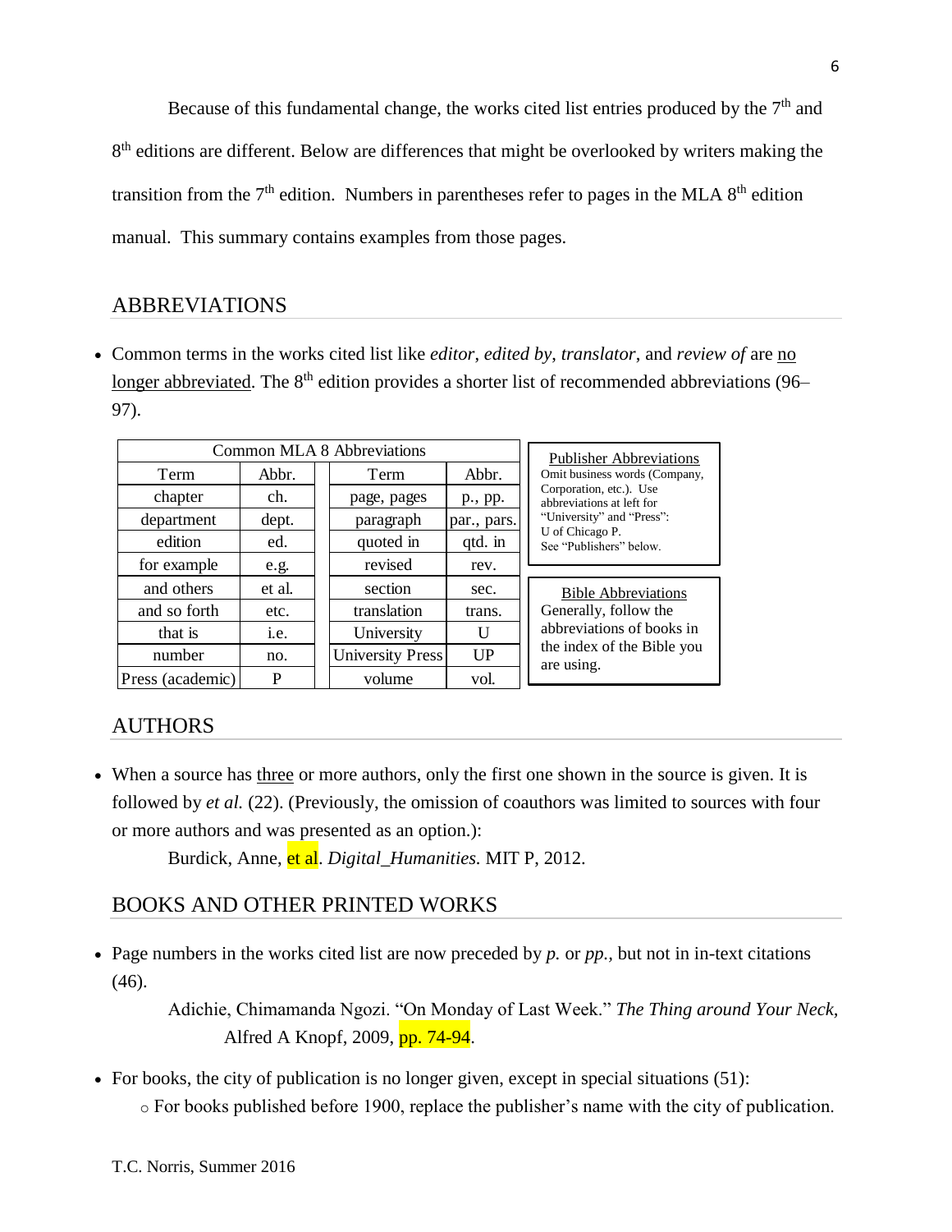Because of this fundamental change, the works cited list entries produced by the 7th and 8th editions are different. Below are differences that might be overlooked by writers making the transition from the 7th edition. Numbers in parentheses refer to pages in the MLA 8th edition manual. This summary contains examples from those pages.

## ABBREVIATIONS

- Common terms in the works cited list like *editor*, *edited by*, *translator*, and *review of* are <u>no longer abbreviated</u>. The 8th edition provides a shorter list of recommended abbreviations (96–97).

| Common MLA 8 Abbreviations | | | |
|---|---|---|---|
| Term | Abbr. | Term | Abbr. |
| chapter | ch. | page, pages | p., pp. |
| department | dept. | paragraph | par., pars. |
| edition | ed. | quoted in | qtd. in |
| for example | e.g. | revised | rev. |
| and others | et al. | section | sec. |
| and so forth | etc. | translation | trans. |
| that is | i.e. | University | U |
| number | no. | University Press | UP |
| Press (academic) | P | volume | vol. |

<u>Publisher Abbreviations</u>
Omit business words (Company, Corporation, etc.). Use abbreviations at left for "University" and "Press": U of Chicago P. See "Publishers" below.

<u>Bible Abbreviations</u>
Generally, follow the abbreviations of books in the index of the Bible you are using.

## AUTHORS

- When a source has <u>three</u> or more authors, only the first one shown in the source is given. It is followed by *et al.* (22). (Previously, the omission of coauthors was limited to sources with four or more authors and was presented as an option.):

  Burdick, Anne, et al. *Digital_Humanities.* MIT P, 2012.

## BOOKS AND OTHER PRINTED WORKS

- Page numbers in the works cited list are now preceded by *p.* or *pp.,* but not in in-text citations (46).

  Adichie, Chimamanda Ngozi. "On Monday of Last Week." *The Thing around Your Neck,* Alfred A Knopf, 2009, pp. 74-94.

- For books, the city of publication is no longer given, except in special situations (51):
  - For books published before 1900, replace the publisher's name with the city of publication.

T.C. Norris, Summer 2016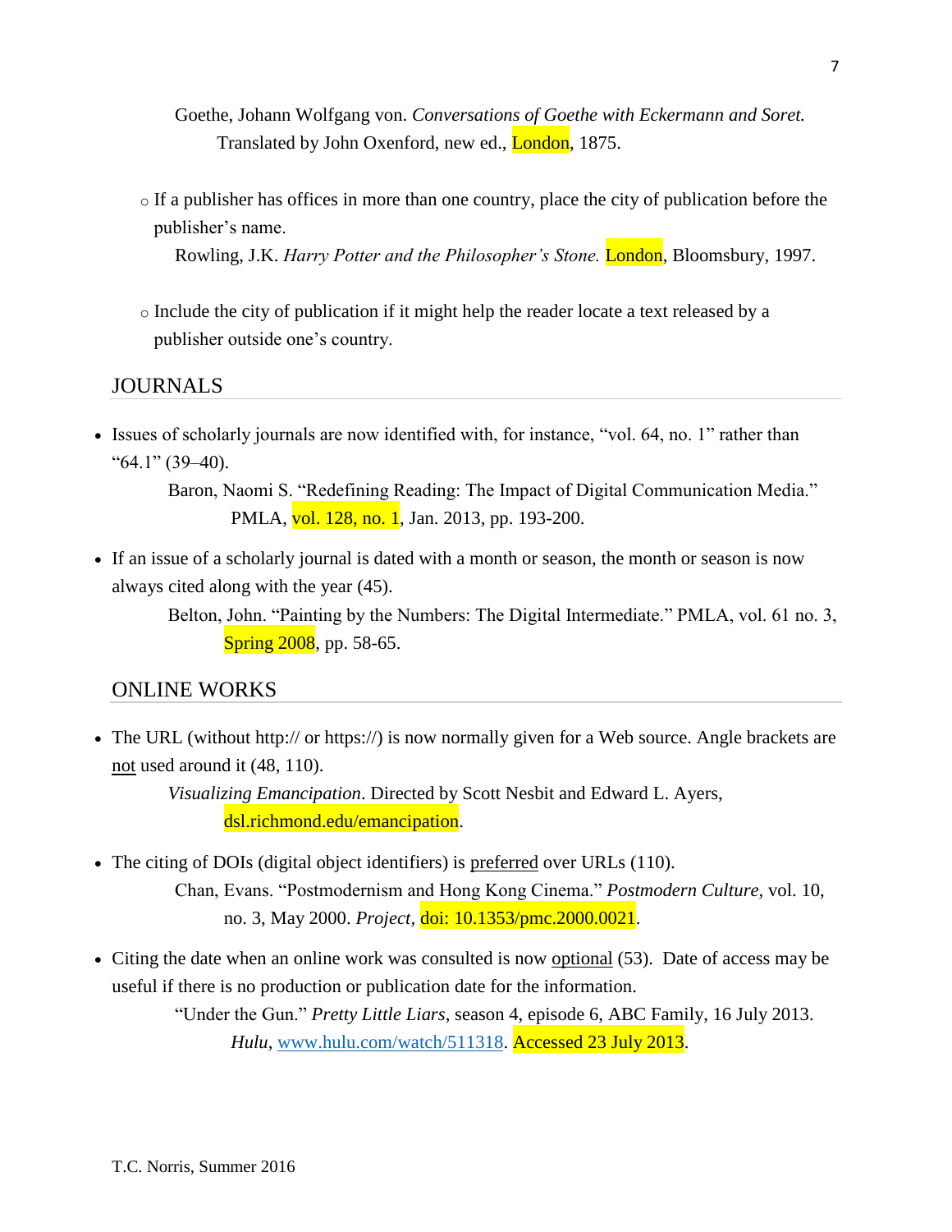Goethe, Johann Wolfgang von. *Conversations of Goethe with Eckermann and Soret.* Translated by John Oxenford, new ed., London, 1875.

- If a publisher has offices in more than one country, place the city of publication before the publisher's name.

  Rowling, J.K. *Harry Potter and the Philosopher's Stone.* London, Bloomsbury, 1997.

- Include the city of publication if it might help the reader locate a text released by a publisher outside one's country.

## JOURNALS

- Issues of scholarly journals are now identified with, for instance, "vol. 64, no. 1" rather than "64.1" (39–40).

  Baron, Naomi S. "Redefining Reading: The Impact of Digital Communication Media." PMLA, vol. 128, no. 1, Jan. 2013, pp. 193-200.

- If an issue of a scholarly journal is dated with a month or season, the month or season is now always cited along with the year (45).

  Belton, John. "Painting by the Numbers: The Digital Intermediate." PMLA, vol. 61 no. 3, Spring 2008, pp. 58-65.

## ONLINE WORKS

- The URL (without http:// or https://) is now normally given for a Web source. Angle brackets are not used around it (48, 110).

  *Visualizing Emancipation*. Directed by Scott Nesbit and Edward L. Ayers, dsl.richmond.edu/emancipation.

- The citing of DOIs (digital object identifiers) is preferred over URLs (110).

  Chan, Evans. "Postmodernism and Hong Kong Cinema." *Postmodern Culture*, vol. 10, no. 3, May 2000. *Project*, doi: 10.1353/pmc.2000.0021.

- Citing the date when an online work was consulted is now optional (53). Date of access may be useful if there is no production or publication date for the information.

  "Under the Gun." *Pretty Little Liars*, season 4, episode 6, ABC Family, 16 July 2013. *Hulu*, www.hulu.com/watch/511318. Accessed 23 July 2013.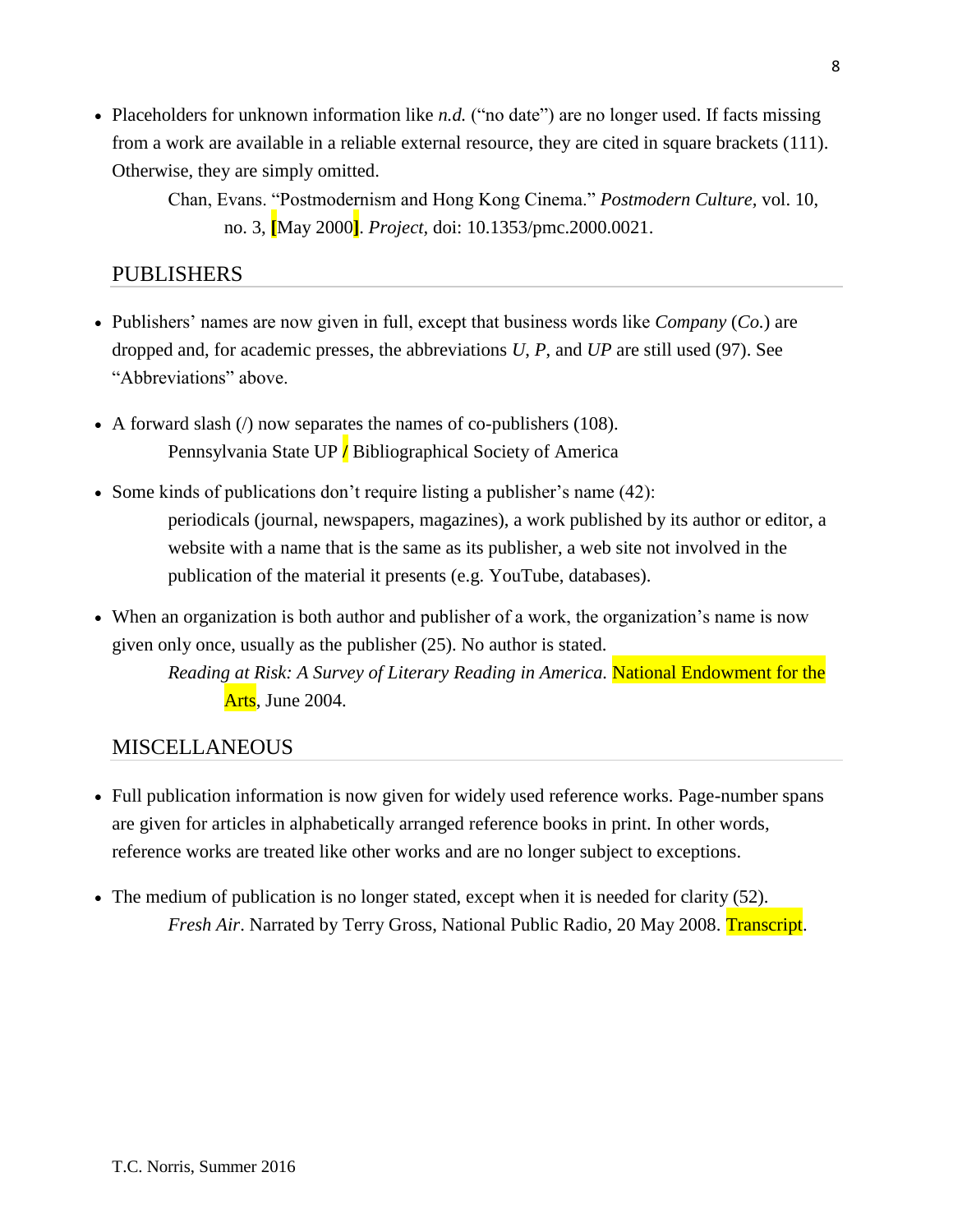- Placeholders for unknown information like *n.d.* ("no date") are no longer used. If facts missing from a work are available in a reliable external resource, they are cited in square brackets (111). Otherwise, they are simply omitted.

  Chan, Evans. "Postmodernism and Hong Kong Cinema." *Postmodern Culture*, vol. 10, no. 3, [May 2000]. *Project*, doi: 10.1353/pmc.2000.0021.

## PUBLISHERS

- Publishers' names are now given in full, except that business words like *Company* (*Co.*) are dropped and, for academic presses, the abbreviations *U*, *P*, and *UP* are still used (97). See "Abbreviations" above.

- A forward slash (/) now separates the names of co-publishers (108).

  Pennsylvania State UP / Bibliographical Society of America

- Some kinds of publications don't require listing a publisher's name (42):

  periodicals (journal, newspapers, magazines), a work published by its author or editor, a website with a name that is the same as its publisher, a web site not involved in the publication of the material it presents (e.g. YouTube, databases).

- When an organization is both author and publisher of a work, the organization's name is now given only once, usually as the publisher (25). No author is stated.

  *Reading at Risk: A Survey of Literary Reading in America.* National Endowment for the Arts, June 2004.

## MISCELLANEOUS

- Full publication information is now given for widely used reference works. Page-number spans are given for articles in alphabetically arranged reference books in print. In other words, reference works are treated like other works and are no longer subject to exceptions.

- The medium of publication is no longer stated, except when it is needed for clarity (52).

  *Fresh Air*. Narrated by Terry Gross, National Public Radio, 20 May 2008. Transcript.

T.C. Norris, Summer 2016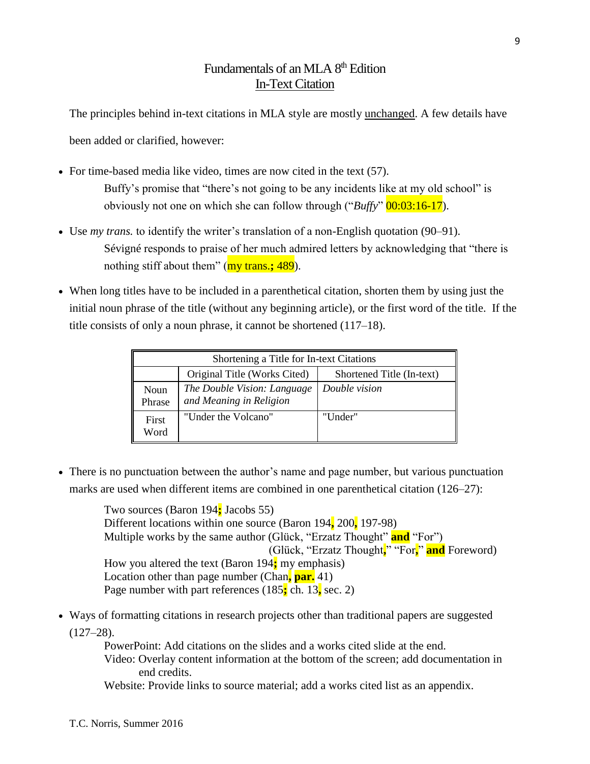# Fundamentals of an MLA 8th Edition <u>In-Text Citation</u>

The principles behind in-text citations in MLA style are mostly <u>unchanged</u>. A few details have been added or clarified, however:

- For time-based media like video, times are now cited in the text (57).

  Buffy's promise that "there's not going to be any incidents like at my old school" is obviously not one on which she can follow through ("*Buffy*" 00:03:16-17).

- Use *my trans.* to identify the writer's translation of a non-English quotation (90–91).

  Sévigné responds to praise of her much admired letters by acknowledging that "there is nothing stiff about them" (my trans.**;** 489).

- When long titles have to be included in a parenthetical citation, shorten them by using just the initial noun phrase of the title (without any beginning article), or the first word of the title. If the title consists of only a noun phrase, it cannot be shortened (117–18).

| Shortening a Title for In-text Citations | | |
|---|---|---|
| | Original Title (Works Cited) | Shortened Title (In-text) |
| Noun Phrase | *The Double Vision: Language and Meaning in Religion* | *Double vision* |
| First Word | "Under the Volcano" | "Under" |

- There is no punctuation between the author's name and page number, but various punctuation marks are used when different items are combined in one parenthetical citation (126–27):

  Two sources (Baron 194**;** Jacobs 55)
  Different locations within one source (Baron 194**,** 200**,** 197-98)
  Multiple works by the same author (Glück, "Erzatz Thought" **and** "For")
  (Glück, "Erzatz Thought**,**" "For**,**" **and** Foreword)
  How you altered the text (Baron 194**;** my emphasis)
  Location other than page number (Chan**, par.** 41)
  Page number with part references (185**;** ch. 13**,** sec. 2)

- Ways of formatting citations in research projects other than traditional papers are suggested (127–28).

  PowerPoint: Add citations on the slides and a works cited slide at the end.
  Video: Overlay content information at the bottom of the screen; add documentation in end credits.
  Website: Provide links to source material; add a works cited list as an appendix.

T.C. Norris, Summer 2016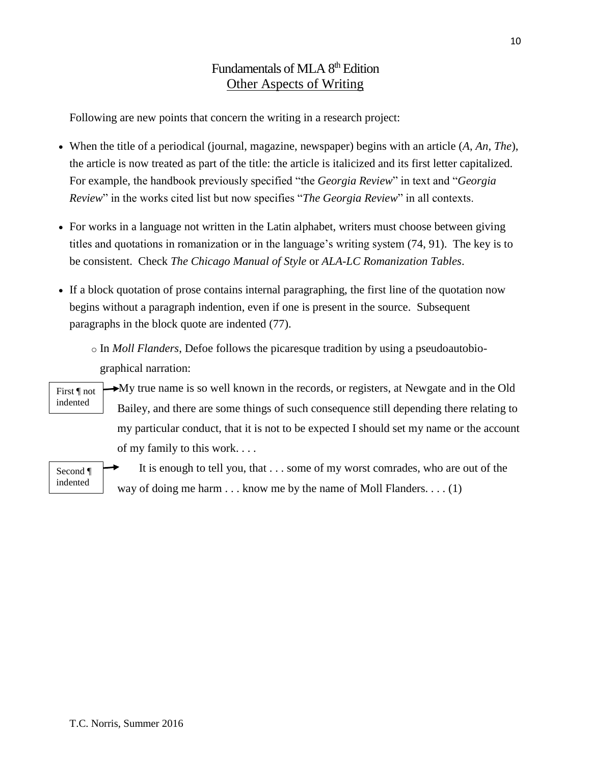# Fundamentals of MLA 8th Edition

## Other Aspects of Writing

Following are new points that concern the writing in a research project:

- When the title of a periodical (journal, magazine, newspaper) begins with an article (*A*, *An*, *The*), the article is now treated as part of the title: the article is italicized and its first letter capitalized. For example, the handbook previously specified "the *Georgia Review*" in text and "*Georgia Review*" in the works cited list but now specifies "*The Georgia Review*" in all contexts.

- For works in a language not written in the Latin alphabet, writers must choose between giving titles and quotations in romanization or in the language's writing system (74, 91). The key is to be consistent. Check *The Chicago Manual of Style* or *ALA-LC Romanization Tables*.

- If a block quotation of prose contains internal paragraphing, the first line of the quotation now begins without a paragraph indention, even if one is present in the source. Subsequent paragraphs in the block quote are indented (77).

    - In *Moll Flanders*, Defoe follows the picaresque tradition by using a pseudoautobiographical narration:

First ¶ not indented →

> My true name is so well known in the records, or registers, at Newgate and in the Old Bailey, and there are some things of such consequence still depending there relating to my particular conduct, that it is not to be expected I should set my name or the account of my family to this work. . . .
>
> It is enough to tell you, that . . . some of my worst comrades, who are out of the way of doing me harm . . . know me by the name of Moll Flanders. . . . (1)

Second ¶ indented →

T.C. Norris, Summer 2016